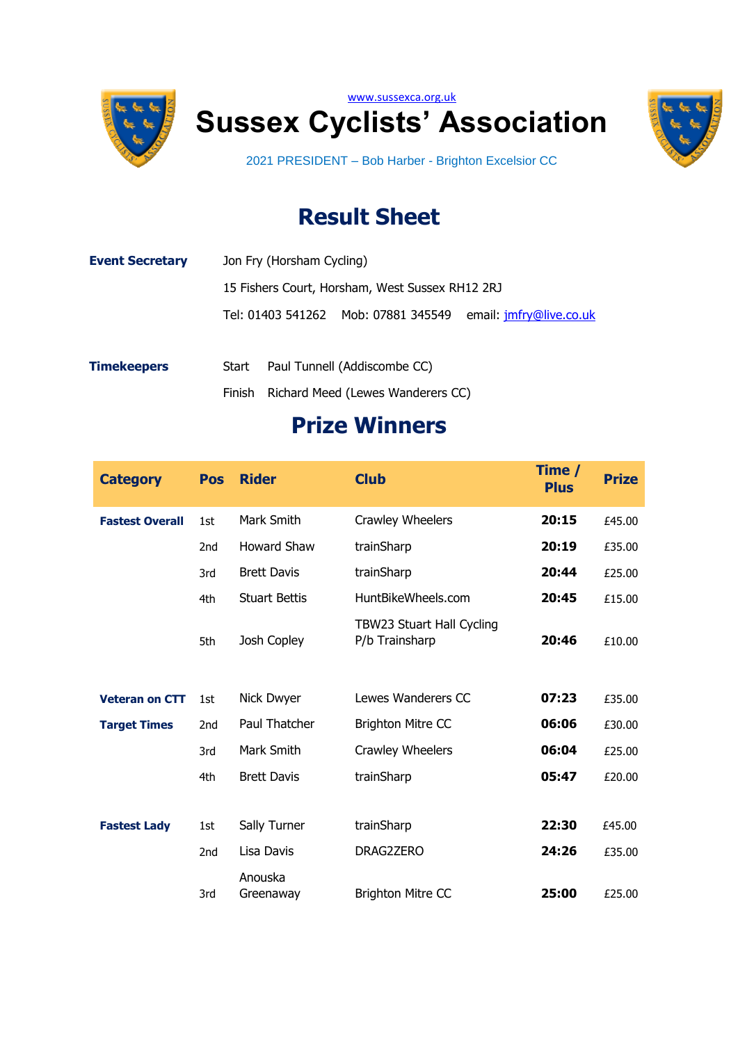www.sussexca.org.uk

# Sussex Cyclists' Association

2021 PRESIDENT – Bob Harber - Brighton Excelsior CC

## Result Sheet

**Event Secretary** Jon Fry (Horsham Cycling)

15 Fishers Court, Horsham, West Sussex RH12 2RJ

Tel: 01403 541262 Mob: 07881 345549 email: jmfry@live.co.uk

**Timekeepers** Start Paul Tunnell (Addiscombe CC)

Finish Richard Meed (Lewes Wanderers CC)

## Prize Winners

| Category | Pos | Rider | Club | Time / Plus | Prize |
|---|---|---|---|---|---|
| **Fastest Overall** | 1st | Mark Smith | Crawley Wheelers | **20:15** | £45.00 |
| | 2nd | Howard Shaw | trainSharp | **20:19** | £35.00 |
| | 3rd | Brett Davis | trainSharp | **20:44** | £25.00 |
| | 4th | Stuart Bettis | HuntBikeWheels.com | **20:45** | £15.00 |
| | 5th | Josh Copley | TBW23 Stuart Hall Cycling P/b Trainsharp | **20:46** | £10.00 |
| **Veteran on CTT Target Times** | 1st | Nick Dwyer | Lewes Wanderers CC | **07:23** | £35.00 |
| | 2nd | Paul Thatcher | Brighton Mitre CC | **06:06** | £30.00 |
| | 3rd | Mark Smith | Crawley Wheelers | **06:04** | £25.00 |
| | 4th | Brett Davis | trainSharp | **05:47** | £20.00 |
| **Fastest Lady** | 1st | Sally Turner | trainSharp | **22:30** | £45.00 |
| | 2nd | Lisa Davis | DRAG2ZERO | **24:26** | £35.00 |
| | 3rd | Anouska Greenaway | Brighton Mitre CC | **25:00** | £25.00 |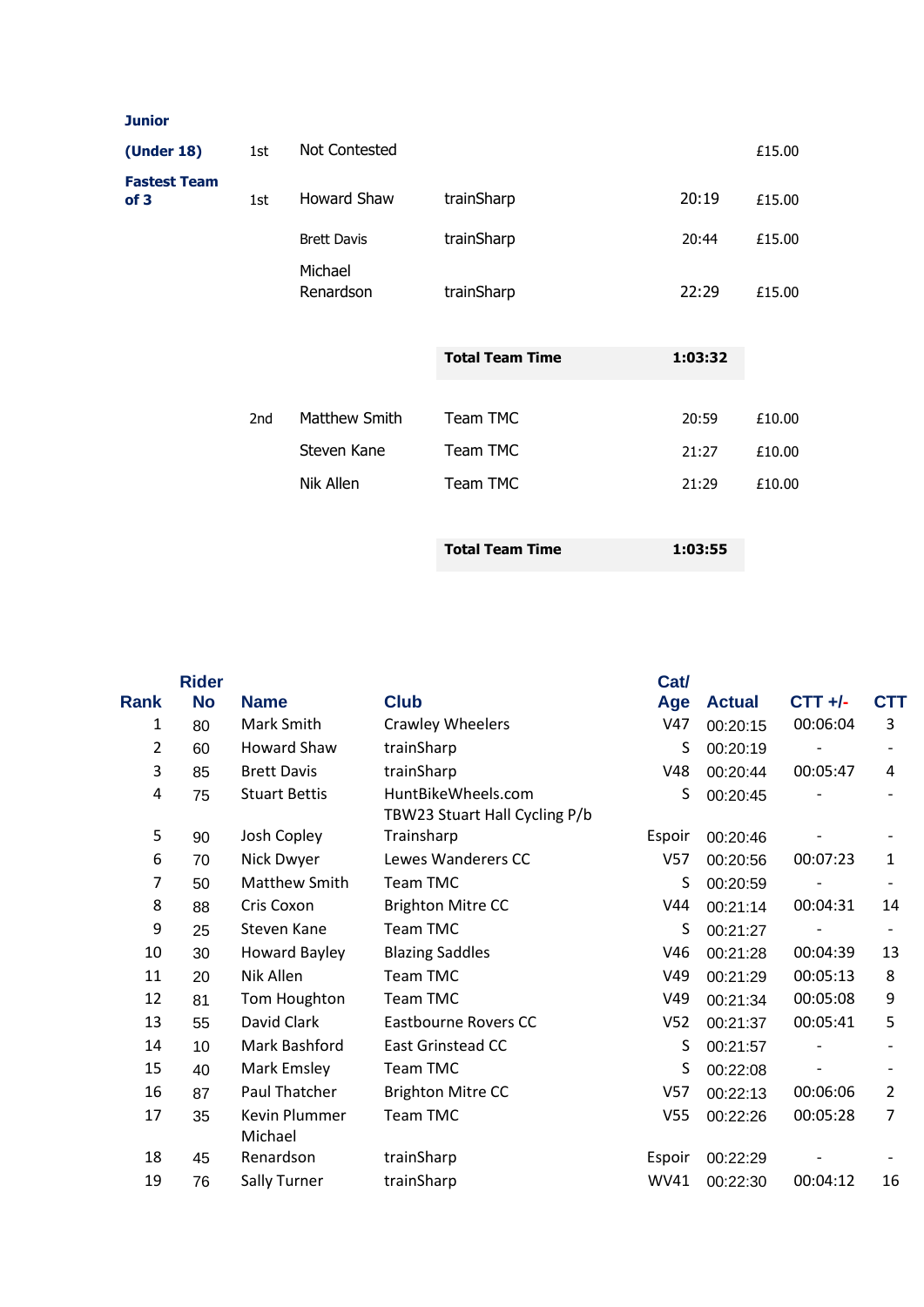| | | | | | |
|---|---|---|---|---|---|
| **Junior (Under 18)** | 1st | Not Contested | | | £15.00 |
| **Fastest Team of 3** | 1st | Howard Shaw | trainSharp | 20:19 | £15.00 |
| | | Brett Davis | trainSharp | 20:44 | £15.00 |
| | | Michael Renardson | trainSharp | 22:29 | £15.00 |
| | | | **Total Team Time** | **1:03:32** | |
| | 2nd | Matthew Smith | Team TMC | 20:59 | £10.00 |
| | | Steven Kane | Team TMC | 21:27 | £10.00 |
| | | Nik Allen | Team TMC | 21:29 | £10.00 |
| | | | **Total Team Time** | **1:03:55** | |

| Rank | Rider No | Name | Club | Cat/ Age | Actual | CTT +/- | CTT |
|---|---|---|---|---|---|---|---|
| 1 | 80 | Mark Smith | Crawley Wheelers | V47 | 00:20:15 | 00:06:04 | 3 |
| 2 | 60 | Howard Shaw | trainSharp | S | 00:20:19 | - | - |
| 3 | 85 | Brett Davis | trainSharp | V48 | 00:20:44 | 00:05:47 | 4 |
| 4 | 75 | Stuart Bettis | HuntBikeWheels.com | S | 00:20:45 | - | - |
| 5 | 90 | Josh Copley | TBW23 Stuart Hall Cycling P/b Trainsharp | Espoir | 00:20:46 | - | - |
| 6 | 70 | Nick Dwyer | Lewes Wanderers CC | V57 | 00:20:56 | 00:07:23 | 1 |
| 7 | 50 | Matthew Smith | Team TMC | S | 00:20:59 | - | - |
| 8 | 88 | Cris Coxon | Brighton Mitre CC | V44 | 00:21:14 | 00:04:31 | 14 |
| 9 | 25 | Steven Kane | Team TMC | S | 00:21:27 | - | - |
| 10 | 30 | Howard Bayley | Blazing Saddles | V46 | 00:21:28 | 00:04:39 | 13 |
| 11 | 20 | Nik Allen | Team TMC | V49 | 00:21:29 | 00:05:13 | 8 |
| 12 | 81 | Tom Houghton | Team TMC | V49 | 00:21:34 | 00:05:08 | 9 |
| 13 | 55 | David Clark | Eastbourne Rovers CC | V52 | 00:21:37 | 00:05:41 | 5 |
| 14 | 10 | Mark Bashford | East Grinstead CC | S | 00:21:57 | - | - |
| 15 | 40 | Mark Emsley | Team TMC | S | 00:22:08 | - | - |
| 16 | 87 | Paul Thatcher | Brighton Mitre CC | V57 | 00:22:13 | 00:06:06 | 2 |
| 17 | 35 | Kevin Plummer | Team TMC | V55 | 00:22:26 | 00:05:28 | 7 |
| 18 | 45 | Michael Renardson | trainSharp | Espoir | 00:22:29 | - | - |
| 19 | 76 | Sally Turner | trainSharp | WV41 | 00:22:30 | 00:04:12 | 16 |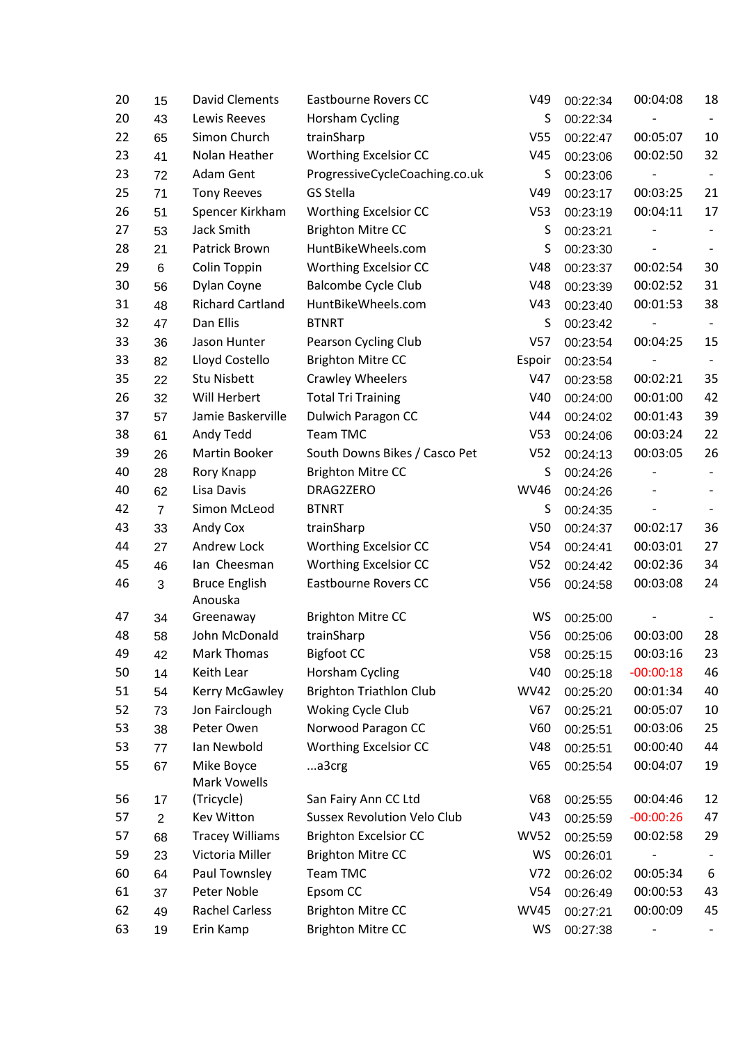| | | | | | | | |
|---|---|---|---|---|---|---|---|
| 20 | 15 | David Clements | Eastbourne Rovers CC | V49 | 00:22:34 | 00:04:08 | 18 |
| 20 | 43 | Lewis Reeves | Horsham Cycling | S | 00:22:34 | - | - |
| 22 | 65 | Simon Church | trainSharp | V55 | 00:22:47 | 00:05:07 | 10 |
| 23 | 41 | Nolan Heather | Worthing Excelsior CC | V45 | 00:23:06 | 00:02:50 | 32 |
| 23 | 72 | Adam Gent | ProgressiveCycleCoaching.co.uk | S | 00:23:06 | - | - |
| 25 | 71 | Tony Reeves | GS Stella | V49 | 00:23:17 | 00:03:25 | 21 |
| 26 | 51 | Spencer Kirkham | Worthing Excelsior CC | V53 | 00:23:19 | 00:04:11 | 17 |
| 27 | 53 | Jack Smith | Brighton Mitre CC | S | 00:23:21 | - | - |
| 28 | 21 | Patrick Brown | HuntBikeWheels.com | S | 00:23:30 | - | - |
| 29 | 6 | Colin Toppin | Worthing Excelsior CC | V48 | 00:23:37 | 00:02:54 | 30 |
| 30 | 56 | Dylan Coyne | Balcombe Cycle Club | V48 | 00:23:39 | 00:02:52 | 31 |
| 31 | 48 | Richard Cartland | HuntBikeWheels.com | V43 | 00:23:40 | 00:01:53 | 38 |
| 32 | 47 | Dan Ellis | BTNRT | S | 00:23:42 | - | - |
| 33 | 36 | Jason Hunter | Pearson Cycling Club | V57 | 00:23:54 | 00:04:25 | 15 |
| 33 | 82 | Lloyd Costello | Brighton Mitre CC | Espoir | 00:23:54 | - | - |
| 35 | 22 | Stu Nisbett | Crawley Wheelers | V47 | 00:23:58 | 00:02:21 | 35 |
| 26 | 32 | Will Herbert | Total Tri Training | V40 | 00:24:00 | 00:01:00 | 42 |
| 37 | 57 | Jamie Baskerville | Dulwich Paragon CC | V44 | 00:24:02 | 00:01:43 | 39 |
| 38 | 61 | Andy Tedd | Team TMC | V53 | 00:24:06 | 00:03:24 | 22 |
| 39 | 26 | Martin Booker | South Downs Bikes / Casco Pet | V52 | 00:24:13 | 00:03:05 | 26 |
| 40 | 28 | Rory Knapp | Brighton Mitre CC | S | 00:24:26 | - | - |
| 40 | 62 | Lisa Davis | DRAG2ZERO | WV46 | 00:24:26 | - | - |
| 42 | 7 | Simon McLeod | BTNRT | S | 00:24:35 | - | - |
| 43 | 33 | Andy Cox | trainSharp | V50 | 00:24:37 | 00:02:17 | 36 |
| 44 | 27 | Andrew Lock | Worthing Excelsior CC | V54 | 00:24:41 | 00:03:01 | 27 |
| 45 | 46 | Ian Cheesman | Worthing Excelsior CC | V52 | 00:24:42 | 00:02:36 | 34 |
| 46 | 3 | Bruce English | Eastbourne Rovers CC | V56 | 00:24:58 | 00:03:08 | 24 |
| 47 | 34 | Anouska Greenaway | Brighton Mitre CC | WS | 00:25:00 | - | - |
| 48 | 58 | John McDonald | trainSharp | V56 | 00:25:06 | 00:03:00 | 28 |
| 49 | 42 | Mark Thomas | Bigfoot CC | V58 | 00:25:15 | 00:03:16 | 23 |
| 50 | 14 | Keith Lear | Horsham Cycling | V40 | 00:25:18 | -00:00:18 | 46 |
| 51 | 54 | Kerry McGawley | Brighton Triathlon Club | WV42 | 00:25:20 | 00:01:34 | 40 |
| 52 | 73 | Jon Fairclough | Woking Cycle Club | V67 | 00:25:21 | 00:05:07 | 10 |
| 53 | 38 | Peter Owen | Norwood Paragon CC | V60 | 00:25:51 | 00:03:06 | 25 |
| 53 | 77 | Ian Newbold | Worthing Excelsior CC | V48 | 00:25:51 | 00:00:40 | 44 |
| 55 | 67 | Mike Boyce | ...a3crg | V65 | 00:25:54 | 00:04:07 | 19 |
| 56 | 17 | Mark Vowells (Tricycle) | San Fairy Ann CC Ltd | V68 | 00:25:55 | 00:04:46 | 12 |
| 57 | 2 | Kev Witton | Sussex Revolution Velo Club | V43 | 00:25:59 | -00:00:26 | 47 |
| 57 | 68 | Tracey Williams | Brighton Excelsior CC | WV52 | 00:25:59 | 00:02:58 | 29 |
| 59 | 23 | Victoria Miller | Brighton Mitre CC | WS | 00:26:01 | - | - |
| 60 | 64 | Paul Townsley | Team TMC | V72 | 00:26:02 | 00:05:34 | 6 |
| 61 | 37 | Peter Noble | Epsom CC | V54 | 00:26:49 | 00:00:53 | 43 |
| 62 | 49 | Rachel Carless | Brighton Mitre CC | WV45 | 00:27:21 | 00:00:09 | 45 |
| 63 | 19 | Erin Kamp | Brighton Mitre CC | WS | 00:27:38 | - | - |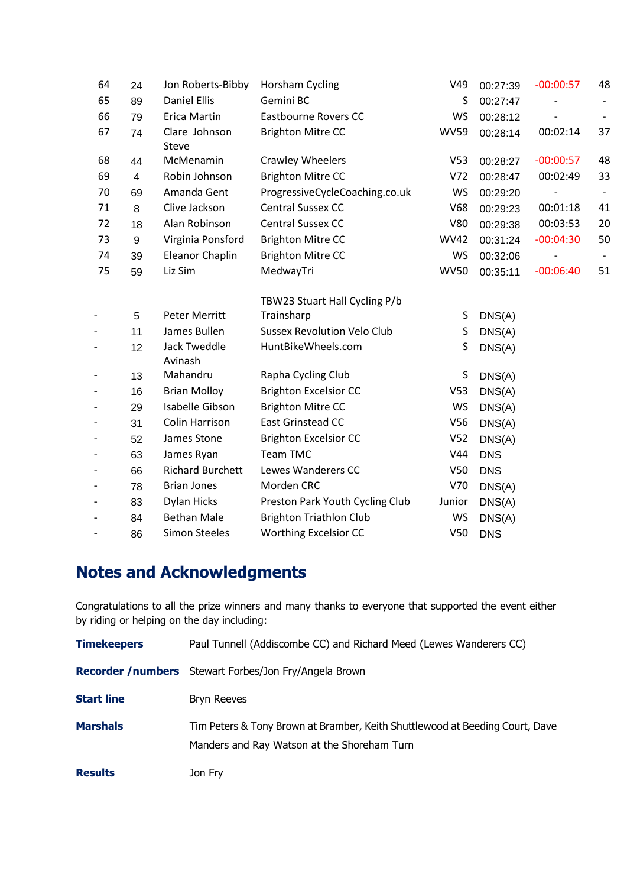| | | | | | | | |
|---|---|---|---|---|---|---|---|
| 64 | 24 | Jon Roberts-Bibby | Horsham Cycling | V49 | 00:27:39 | -00:00:57 | 48 |
| 65 | 89 | Daniel Ellis | Gemini BC | S | 00:27:47 | - | - |
| 66 | 79 | Erica Martin | Eastbourne Rovers CC | WS | 00:28:12 | - | - |
| 67 | 74 | Clare Johnson | Brighton Mitre CC | WV59 | 00:28:14 | 00:02:14 | 37 |
| 68 | 44 | Steve McMenamin | Crawley Wheelers | V53 | 00:28:27 | -00:00:57 | 48 |
| 69 | 4 | Robin Johnson | Brighton Mitre CC | V72 | 00:28:47 | 00:02:49 | 33 |
| 70 | 69 | Amanda Gent | ProgressiveCycleCoaching.co.uk | WS | 00:29:20 | - | - |
| 71 | 8 | Clive Jackson | Central Sussex CC | V68 | 00:29:23 | 00:01:18 | 41 |
| 72 | 18 | Alan Robinson | Central Sussex CC | V80 | 00:29:38 | 00:03:53 | 20 |
| 73 | 9 | Virginia Ponsford | Brighton Mitre CC | WV42 | 00:31:24 | -00:04:30 | 50 |
| 74 | 39 | Eleanor Chaplin | Brighton Mitre CC | WS | 00:32:06 | - | - |
| 75 | 59 | Liz Sim | MedwayTri | WV50 | 00:35:11 | -00:06:40 | 51 |
| - | 5 | Peter Merritt | TBW23 Stuart Hall Cycling P/b Trainsharp | S | DNS(A) | | |
| - | 11 | James Bullen | Sussex Revolution Velo Club | S | DNS(A) | | |
| - | 12 | Jack Tweddle | HuntBikeWheels.com | S | DNS(A) | | |
| - | 13 | Avinash Mahandru | Rapha Cycling Club | S | DNS(A) | | |
| - | 16 | Brian Molloy | Brighton Excelsior CC | V53 | DNS(A) | | |
| - | 29 | Isabelle Gibson | Brighton Mitre CC | WS | DNS(A) | | |
| - | 31 | Colin Harrison | East Grinstead CC | V56 | DNS(A) | | |
| - | 52 | James Stone | Brighton Excelsior CC | V52 | DNS(A) | | |
| - | 63 | James Ryan | Team TMC | V44 | DNS | | |
| - | 66 | Richard Burchett | Lewes Wanderers CC | V50 | DNS | | |
| - | 78 | Brian Jones | Morden CRC | V70 | DNS(A) | | |
| - | 83 | Dylan Hicks | Preston Park Youth Cycling Club | Junior | DNS(A) | | |
| - | 84 | Bethan Male | Brighton Triathlon Club | WS | DNS(A) | | |
| - | 86 | Simon Steeles | Worthing Excelsior CC | V50 | DNS | | |

## Notes and Acknowledgments

Congratulations to all the prize winners and many thanks to everyone that supported the event either by riding or helping on the day including:

**Timekeepers** Paul Tunnell (Addiscombe CC) and Richard Meed (Lewes Wanderers CC)

**Recorder / numbers** Stewart Forbes/Jon Fry/Angela Brown

**Start line** Bryn Reeves

**Marshals** Tim Peters & Tony Brown at Bramber, Keith Shuttlewood at Beeding Court, Dave Manders and Ray Watson at the Shoreham Turn

**Results** Jon Fry